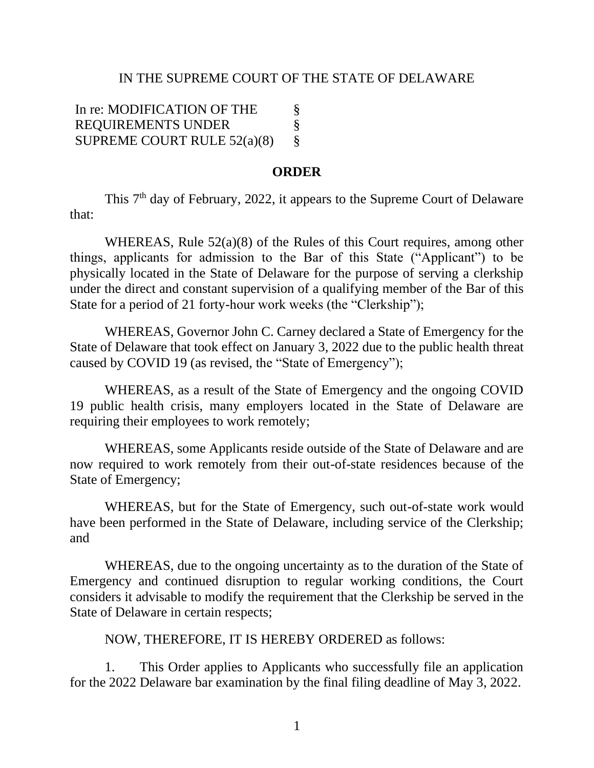IN THE SUPREME COURT OF THE STATE OF DELAWARE

In re: MODIFICATION OF THE §
REQUIREMENTS UNDER §
SUPREME COURT RULE 52(a)(8) §

## ORDER

This 7th day of February, 2022, it appears to the Supreme Court of Delaware that:

WHEREAS, Rule 52(a)(8) of the Rules of this Court requires, among other things, applicants for admission to the Bar of this State ("Applicant") to be physically located in the State of Delaware for the purpose of serving a clerkship under the direct and constant supervision of a qualifying member of the Bar of this State for a period of 21 forty-hour work weeks (the "Clerkship");

WHEREAS, Governor John C. Carney declared a State of Emergency for the State of Delaware that took effect on January 3, 2022 due to the public health threat caused by COVID 19 (as revised, the "State of Emergency");

WHEREAS, as a result of the State of Emergency and the ongoing COVID 19 public health crisis, many employers located in the State of Delaware are requiring their employees to work remotely;

WHEREAS, some Applicants reside outside of the State of Delaware and are now required to work remotely from their out-of-state residences because of the State of Emergency;

WHEREAS, but for the State of Emergency, such out-of-state work would have been performed in the State of Delaware, including service of the Clerkship; and

WHEREAS, due to the ongoing uncertainty as to the duration of the State of Emergency and continued disruption to regular working conditions, the Court considers it advisable to modify the requirement that the Clerkship be served in the State of Delaware in certain respects;

NOW, THEREFORE, IT IS HEREBY ORDERED as follows:

1. This Order applies to Applicants who successfully file an application for the 2022 Delaware bar examination by the final filing deadline of May 3, 2022.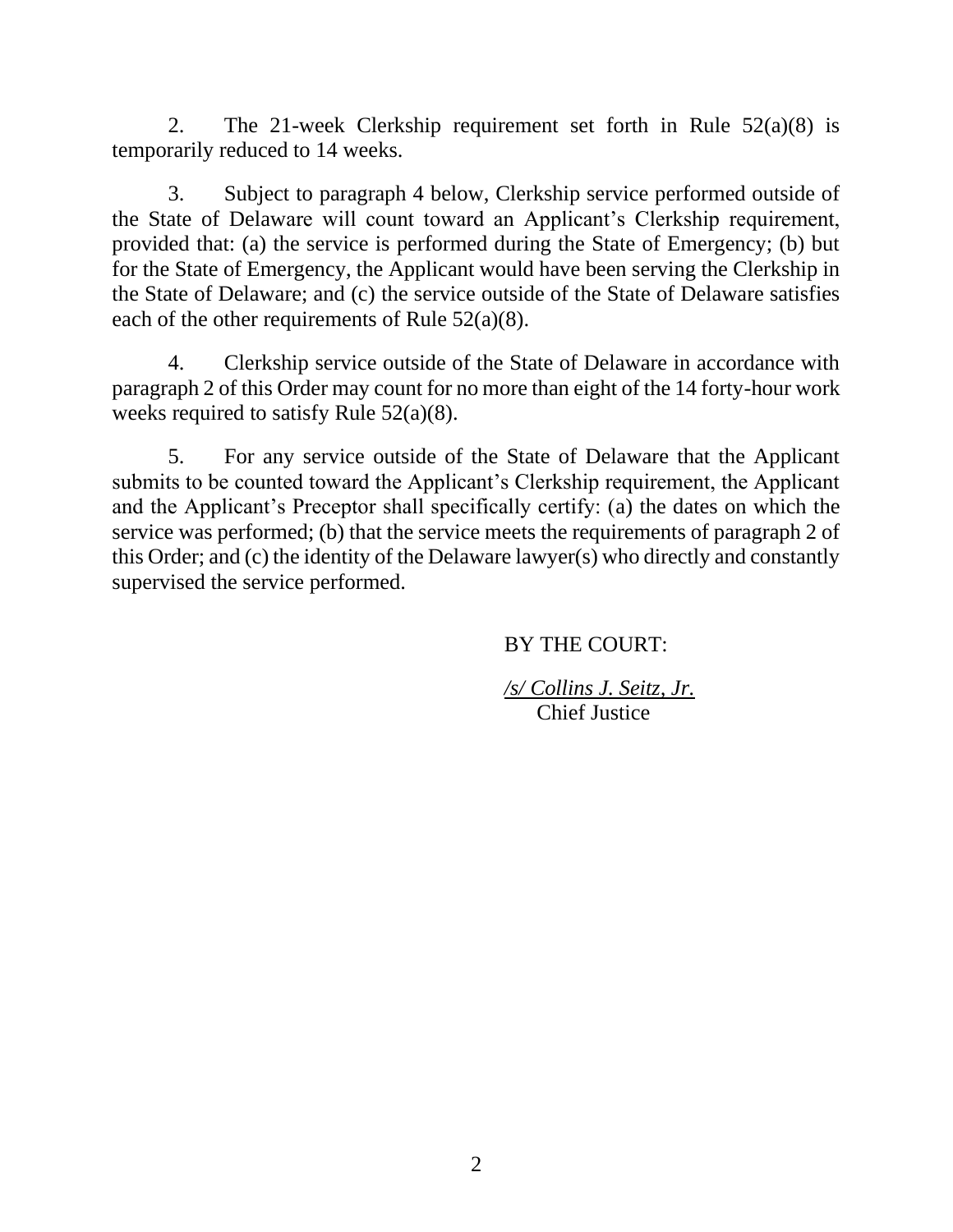2. The 21-week Clerkship requirement set forth in Rule 52(a)(8) is temporarily reduced to 14 weeks.

3. Subject to paragraph 4 below, Clerkship service performed outside of the State of Delaware will count toward an Applicant's Clerkship requirement, provided that: (a) the service is performed during the State of Emergency; (b) but for the State of Emergency, the Applicant would have been serving the Clerkship in the State of Delaware; and (c) the service outside of the State of Delaware satisfies each of the other requirements of Rule 52(a)(8).

4. Clerkship service outside of the State of Delaware in accordance with paragraph 2 of this Order may count for no more than eight of the 14 forty-hour work weeks required to satisfy Rule 52(a)(8).

5. For any service outside of the State of Delaware that the Applicant submits to be counted toward the Applicant's Clerkship requirement, the Applicant and the Applicant's Preceptor shall specifically certify: (a) the dates on which the service was performed; (b) that the service meets the requirements of paragraph 2 of this Order; and (c) the identity of the Delaware lawyer(s) who directly and constantly supervised the service performed.

BY THE COURT:

*<u>/s/ Collins J. Seitz, Jr.</u>*
Chief Justice